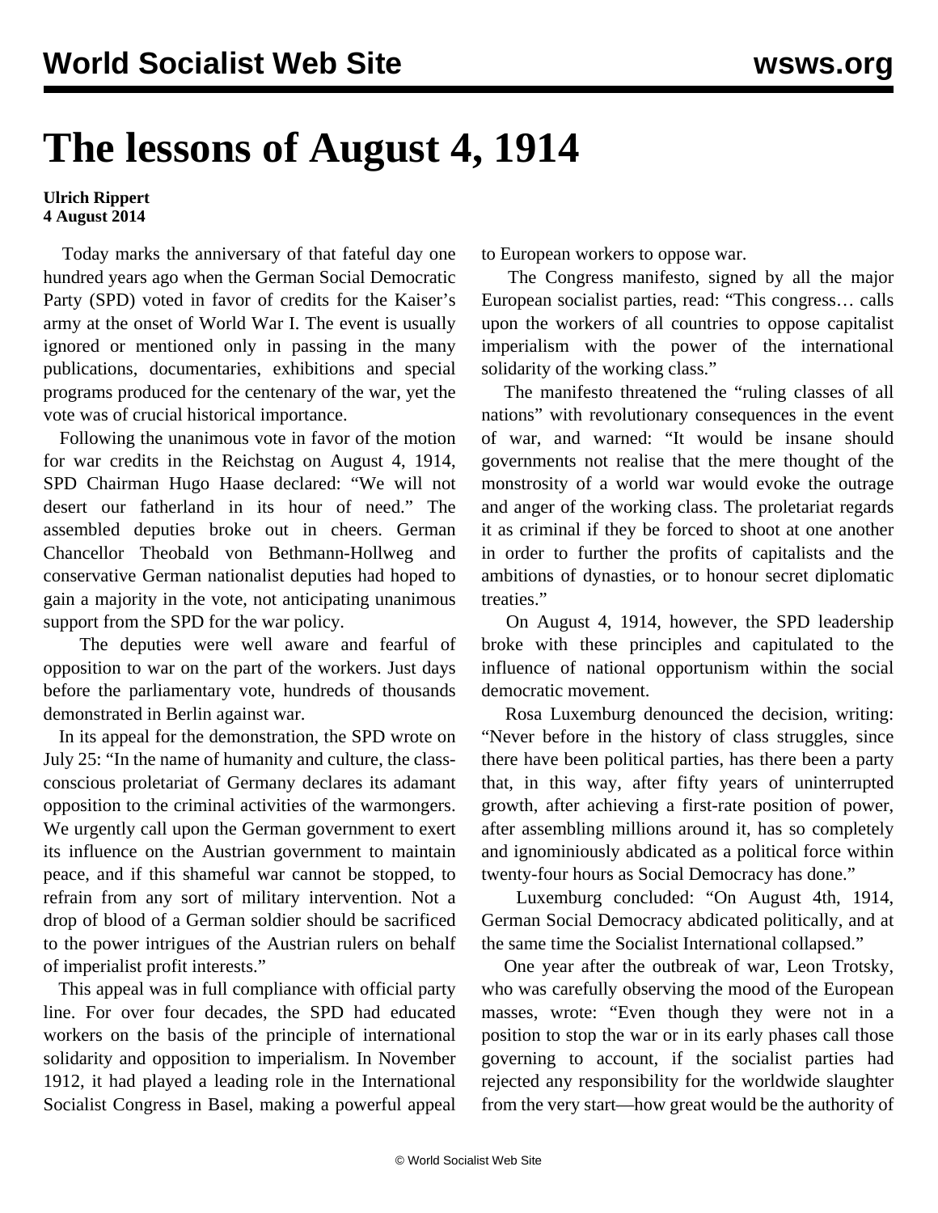# The lessons of August 4, 1914

**Ulrich Rippert**
**4 August 2014**

Today marks the anniversary of that fateful day one hundred years ago when the German Social Democratic Party (SPD) voted in favor of credits for the Kaiser's army at the onset of World War I. The event is usually ignored or mentioned only in passing in the many publications, documentaries, exhibitions and special programs produced for the centenary of the war, yet the vote was of crucial historical importance.

Following the unanimous vote in favor of the motion for war credits in the Reichstag on August 4, 1914, SPD Chairman Hugo Haase declared: "We will not desert our fatherland in its hour of need." The assembled deputies broke out in cheers. German Chancellor Theobald von Bethmann-Hollweg and conservative German nationalist deputies had hoped to gain a majority in the vote, not anticipating unanimous support from the SPD for the war policy.

The deputies were well aware and fearful of opposition to war on the part of the workers. Just days before the parliamentary vote, hundreds of thousands demonstrated in Berlin against war.

In its appeal for the demonstration, the SPD wrote on July 25: "In the name of humanity and culture, the class-conscious proletariat of Germany declares its adamant opposition to the criminal activities of the warmongers. We urgently call upon the German government to exert its influence on the Austrian government to maintain peace, and if this shameful war cannot be stopped, to refrain from any sort of military intervention. Not a drop of blood of a German soldier should be sacrificed to the power intrigues of the Austrian rulers on behalf of imperialist profit interests."

This appeal was in full compliance with official party line. For over four decades, the SPD had educated workers on the basis of the principle of international solidarity and opposition to imperialism. In November 1912, it had played a leading role in the International Socialist Congress in Basel, making a powerful appeal to European workers to oppose war.

The Congress manifesto, signed by all the major European socialist parties, read: "This congress… calls upon the workers of all countries to oppose capitalist imperialism with the power of the international solidarity of the working class."

The manifesto threatened the "ruling classes of all nations" with revolutionary consequences in the event of war, and warned: "It would be insane should governments not realise that the mere thought of the monstrosity of a world war would evoke the outrage and anger of the working class. The proletariat regards it as criminal if they be forced to shoot at one another in order to further the profits of capitalists and the ambitions of dynasties, or to honour secret diplomatic treaties."

On August 4, 1914, however, the SPD leadership broke with these principles and capitulated to the influence of national opportunism within the social democratic movement.

Rosa Luxemburg denounced the decision, writing: "Never before in the history of class struggles, since there have been political parties, has there been a party that, in this way, after fifty years of uninterrupted growth, after achieving a first-rate position of power, after assembling millions around it, has so completely and ignominiously abdicated as a political force within twenty-four hours as Social Democracy has done."

Luxemburg concluded: "On August 4th, 1914, German Social Democracy abdicated politically, and at the same time the Socialist International collapsed."

One year after the outbreak of war, Leon Trotsky, who was carefully observing the mood of the European masses, wrote: "Even though they were not in a position to stop the war or in its early phases call those governing to account, if the socialist parties had rejected any responsibility for the worldwide slaughter from the very start—how great would be the authority of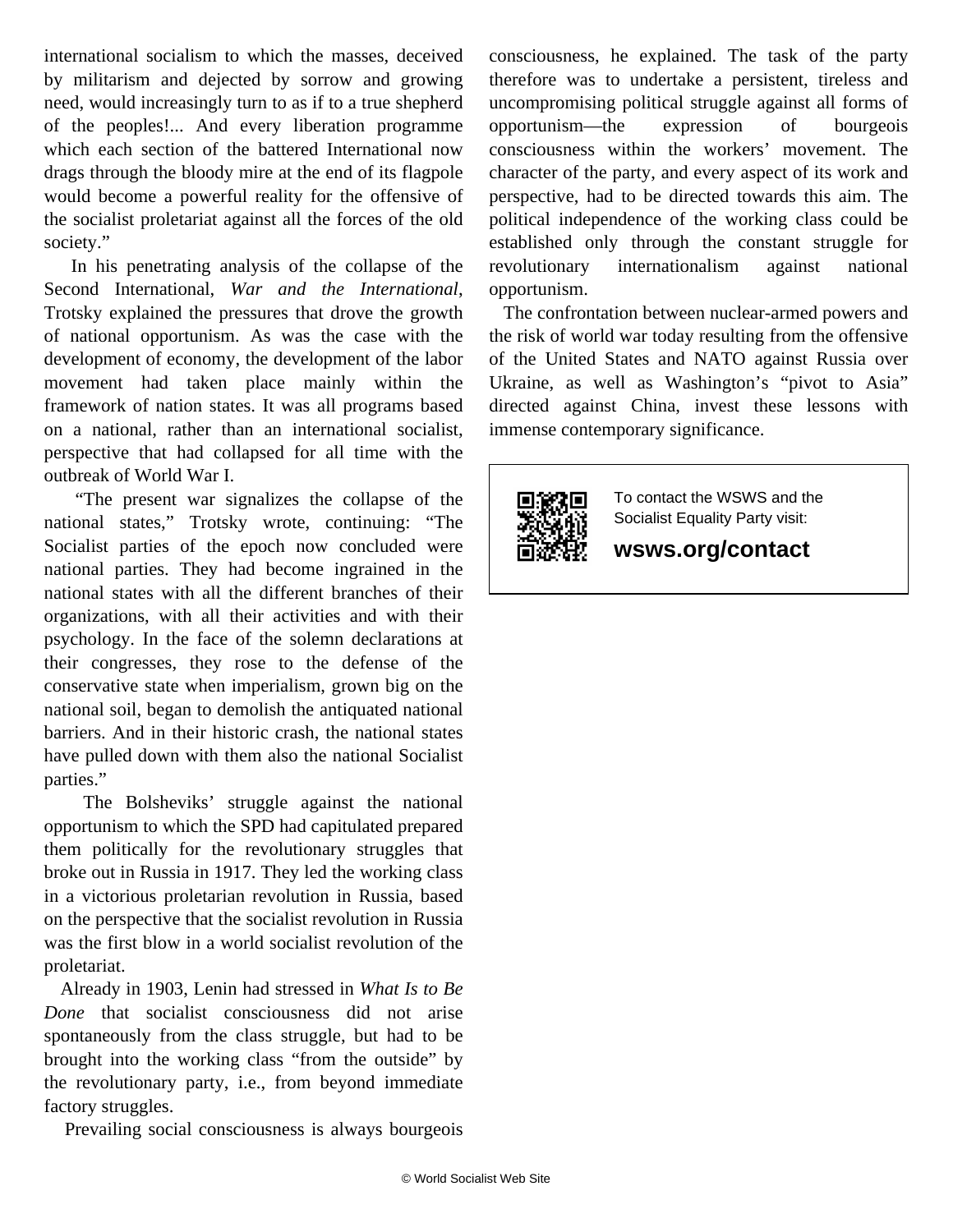international socialism to which the masses, deceived by militarism and dejected by sorrow and growing need, would increasingly turn to as if to a true shepherd of the peoples!... And every liberation programme which each section of the battered International now drags through the bloody mire at the end of its flagpole would become a powerful reality for the offensive of the socialist proletariat against all the forces of the old society."

In his penetrating analysis of the collapse of the Second International, *War and the International*, Trotsky explained the pressures that drove the growth of national opportunism. As was the case with the development of economy, the development of the labor movement had taken place mainly within the framework of nation states. It was all programs based on a national, rather than an international socialist, perspective that had collapsed for all time with the outbreak of World War I.

"The present war signalizes the collapse of the national states," Trotsky wrote, continuing: "The Socialist parties of the epoch now concluded were national parties. They had become ingrained in the national states with all the different branches of their organizations, with all their activities and with their psychology. In the face of the solemn declarations at their congresses, they rose to the defense of the conservative state when imperialism, grown big on the national soil, began to demolish the antiquated national barriers. And in their historic crash, the national states have pulled down with them also the national Socialist parties."

The Bolsheviks' struggle against the national opportunism to which the SPD had capitulated prepared them politically for the revolutionary struggles that broke out in Russia in 1917. They led the working class in a victorious proletarian revolution in Russia, based on the perspective that the socialist revolution in Russia was the first blow in a world socialist revolution of the proletariat.

Already in 1903, Lenin had stressed in *What Is to Be Done* that socialist consciousness did not arise spontaneously from the class struggle, but had to be brought into the working class "from the outside" by the revolutionary party, i.e., from beyond immediate factory struggles.

Prevailing social consciousness is always bourgeois consciousness, he explained. The task of the party therefore was to undertake a persistent, tireless and uncompromising political struggle against all forms of opportunism—the expression of bourgeois consciousness within the workers' movement. The character of the party, and every aspect of its work and perspective, had to be directed towards this aim. The political independence of the working class could be established only through the constant struggle for revolutionary internationalism against national opportunism.

The confrontation between nuclear-armed powers and the risk of world war today resulting from the offensive of the United States and NATO against Russia over Ukraine, as well as Washington's "pivot to Asia" directed against China, invest these lessons with immense contemporary significance.

To contact the WSWS and the Socialist Equality Party visit:

**wsws.org/contact**